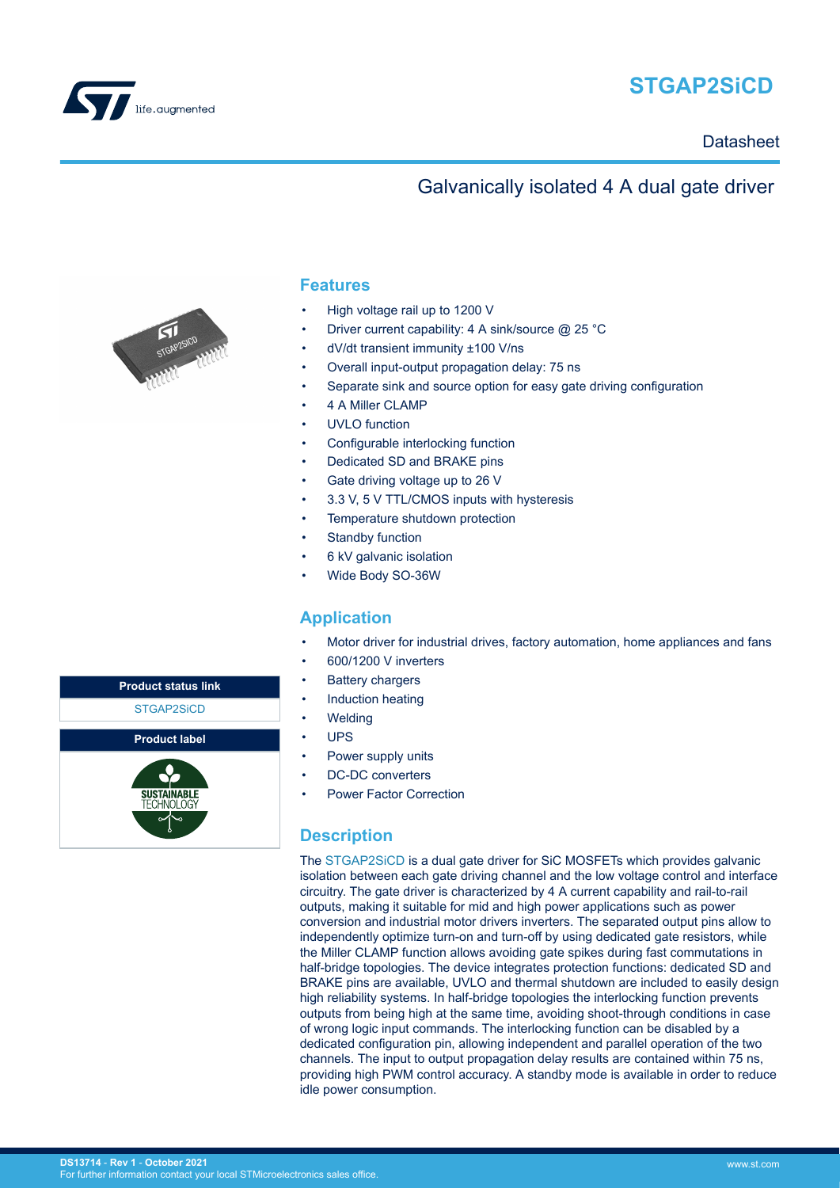# STGAP2SiCD

Datasheet

## Galvanically isolated 4 A dual gate driver

## Features

- High voltage rail up to 1200 V
- Driver current capability: 4 A sink/source @ 25 °C
- dV/dt transient immunity ±100 V/ns
- Overall input-output propagation delay: 75 ns
- Separate sink and source option for easy gate driving configuration
- 4 A Miller CLAMP
- UVLO function
- Configurable interlocking function
- Dedicated SD and BRAKE pins
- Gate driving voltage up to 26 V
- 3.3 V, 5 V TTL/CMOS inputs with hysteresis
- Temperature shutdown protection
- Standby function
- 6 kV galvanic isolation
- Wide Body SO-36W

## Application

- Motor driver for industrial drives, factory automation, home appliances and fans
- 600/1200 V inverters
- Battery chargers
- Induction heating
- Welding
- UPS
- Power supply units
- DC-DC converters
- Power Factor Correction

| Product status link |
| --- |
| STGAP2SiCD |

| Product label |
| --- |
| SUSTAINABLE TECHNOLOGY |

## Description

The STGAP2SiCD is a dual gate driver for SiC MOSFETs which provides galvanic isolation between each gate driving channel and the low voltage control and interface circuitry. The gate driver is characterized by 4 A current capability and rail-to-rail outputs, making it suitable for mid and high power applications such as power conversion and industrial motor drivers inverters. The separated output pins allow to independently optimize turn-on and turn-off by using dedicated gate resistors, while the Miller CLAMP function allows avoiding gate spikes during fast commutations in half-bridge topologies. The device integrates protection functions: dedicated SD and BRAKE pins are available, UVLO and thermal shutdown are included to easily design high reliability systems. In half-bridge topologies the interlocking function prevents outputs from being high at the same time, avoiding shoot-through conditions in case of wrong logic input commands. The interlocking function can be disabled by a dedicated configuration pin, allowing independent and parallel operation of the two channels. The input to output propagation delay results are contained within 75 ns, providing high PWM control accuracy. A standby mode is available in order to reduce idle power consumption.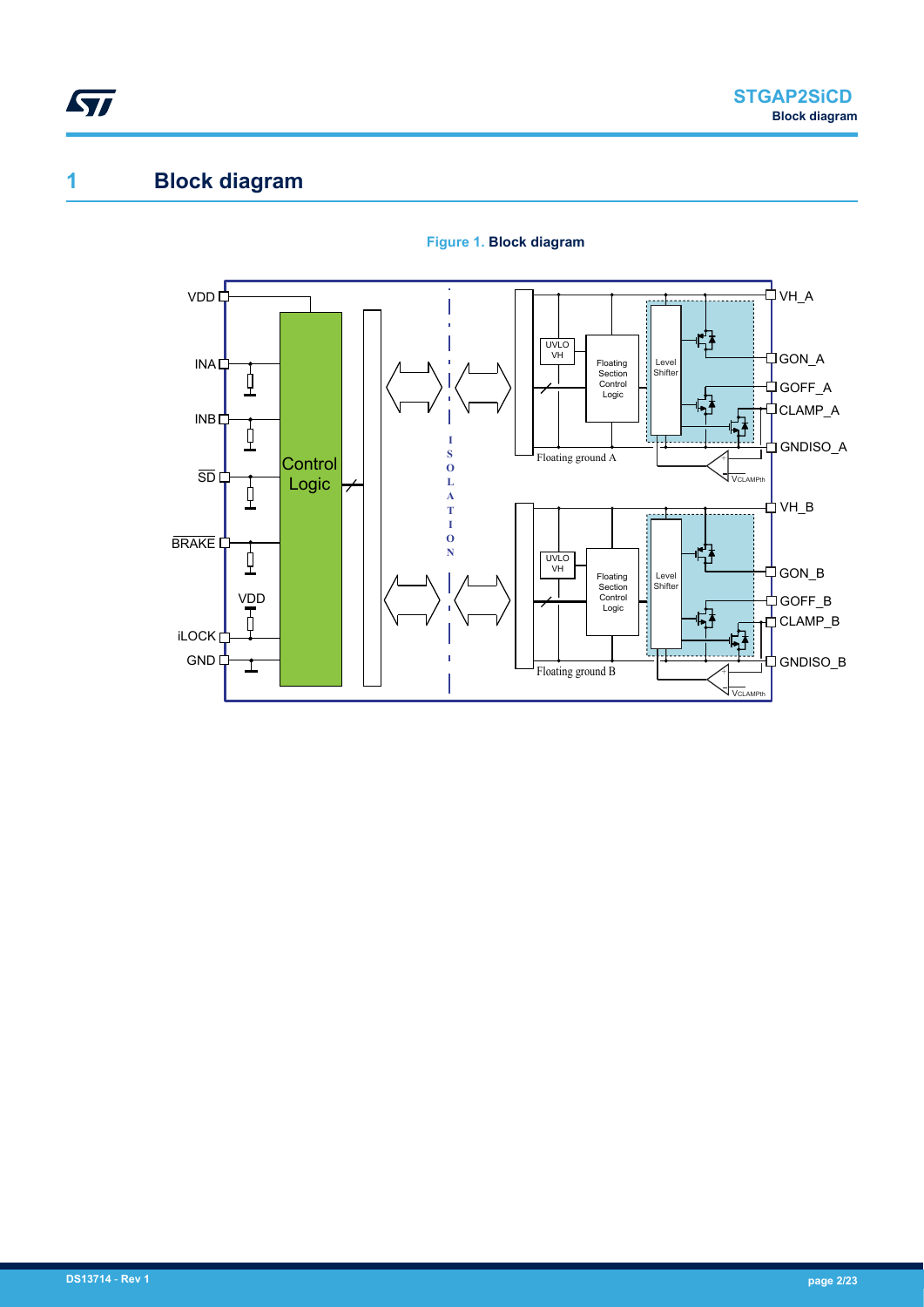# 1 Block diagram

**Figure 1. Block diagram**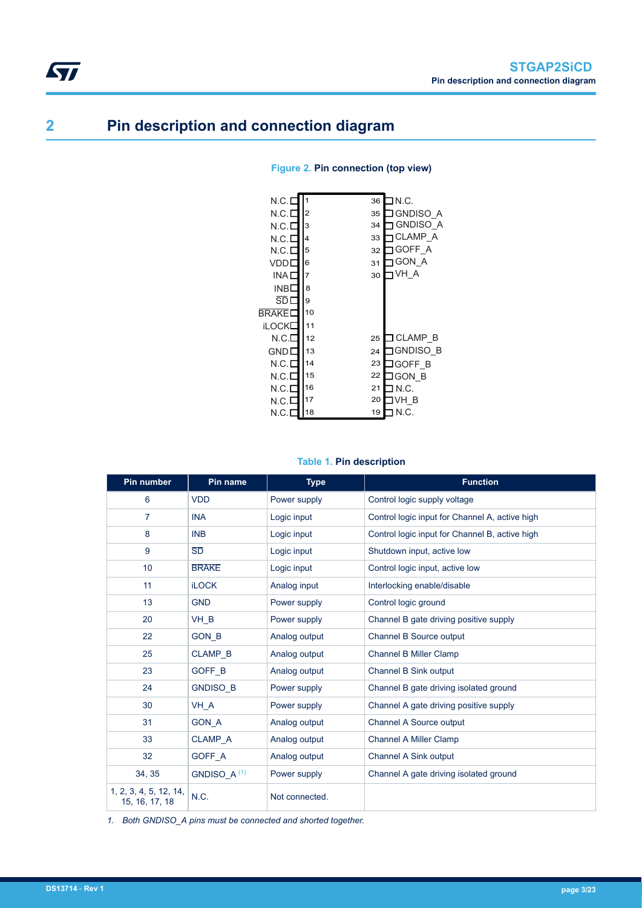# 2 Pin description and connection diagram

**Figure 2. Pin connection (top view)**

| Pin | Name | Pin | Name |
| --- | --- | --- | --- |
| 1 | N.C. | 36 | N.C. |
| 2 | N.C. | 35 | GNDISO_A |
| 3 | N.C. | 34 | GNDISO_A |
| 4 | N.C. | 33 | CLAMP_A |
| 5 | N.C. | 32 | GOFF_A |
| 6 | VDD | 31 | GON_A |
| 7 | INA | 30 | VH_A |
| 8 | INB | | |
| 9 | SD | | |
| 10 | BRAKE | | |
| 11 | iLOCK | | |
| 12 | N.C. | 25 | CLAMP_B |
| 13 | GND | 24 | GNDISO_B |
| 14 | N.C. | 23 | GOFF_B |
| 15 | N.C. | 22 | GON_B |
| 16 | N.C. | 21 | N.C. |
| 17 | N.C. | 20 | VH_B |
| 18 | N.C. | 19 | N.C. |

**Table 1. Pin description**

| Pin number | Pin name | Type | Function |
| --- | --- | --- | --- |
| 6 | VDD | Power supply | Control logic supply voltage |
| 7 | INA | Logic input | Control logic input for Channel A, active high |
| 8 | INB | Logic input | Control logic input for Channel B, active high |
| 9 | SD | Logic input | Shutdown input, active low |
| 10 | BRAKE | Logic input | Control logic input, active low |
| 11 | iLOCK | Analog input | Interlocking enable/disable |
| 13 | GND | Power supply | Control logic ground |
| 20 | VH_B | Power supply | Channel B gate driving positive supply |
| 22 | GON_B | Analog output | Channel B Source output |
| 25 | CLAMP_B | Analog output | Channel B Miller Clamp |
| 23 | GOFF_B | Analog output | Channel B Sink output |
| 24 | GNDISO_B | Power supply | Channel B gate driving isolated ground |
| 30 | VH_A | Power supply | Channel A gate driving positive supply |
| 31 | GON_A | Analog output | Channel A Source output |
| 33 | CLAMP_A | Analog output | Channel A Miller Clamp |
| 32 | GOFF_A | Analog output | Channel A Sink output |
| 34, 35 | GNDISO_A [(1)] | Power supply | Channel A gate driving isolated ground |
| 1, 2, 3, 4, 5, 12, 14, 15, 16, 17, 18 | N.C. | Not connected. | |

*1. Both GNDISO_A pins must be connected and shorted together.*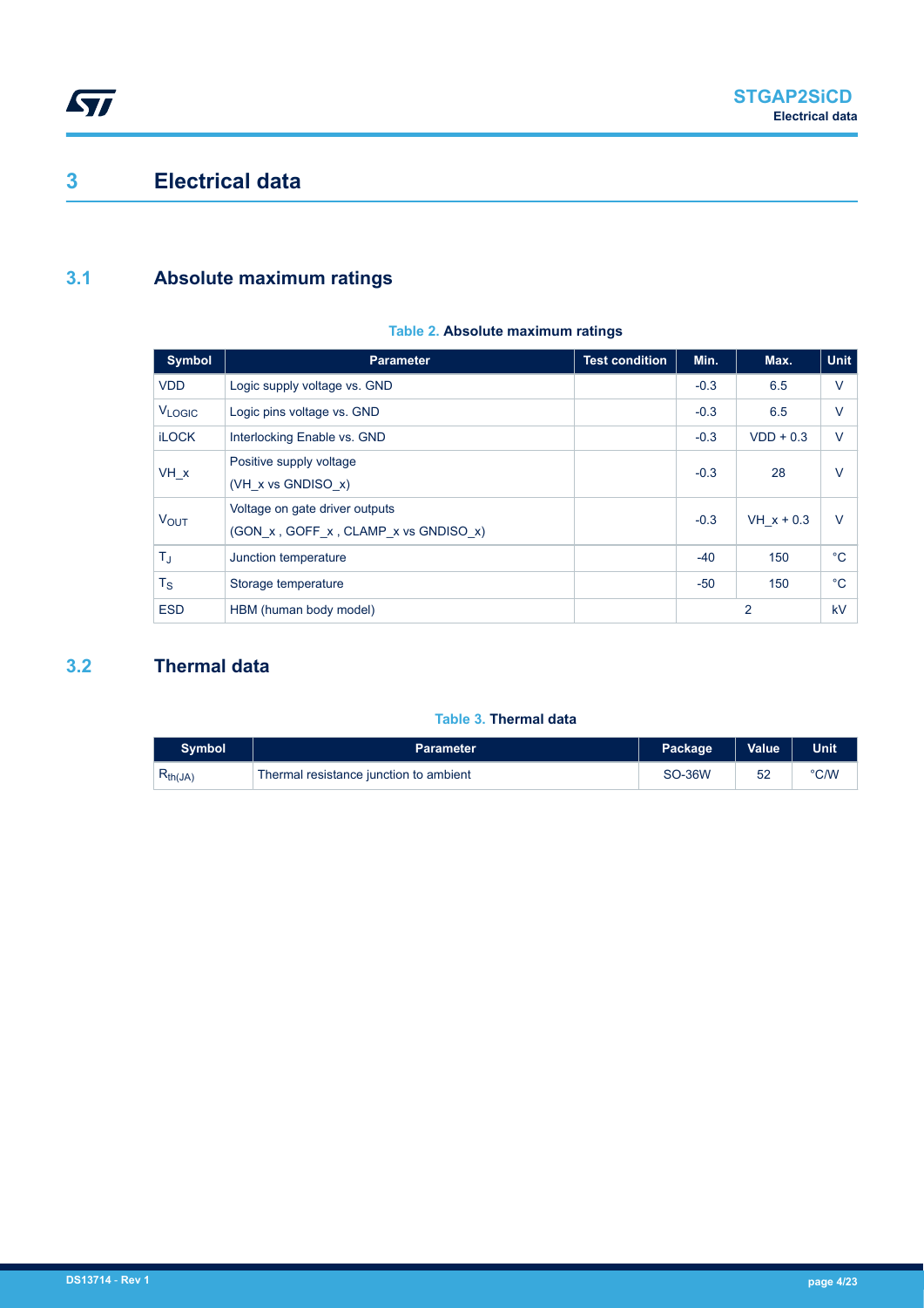# 3 Electrical data

## 3.1 Absolute maximum ratings

**Table 2. Absolute maximum ratings**

| Symbol | Parameter | Test condition | Min. | Max. | Unit |
|---|---|---|---|---|---|
| VDD | Logic supply voltage vs. GND | | -0.3 | 6.5 | V |
| $V_{LOGIC}$ | Logic pins voltage vs. GND | | -0.3 | 6.5 | V |
| iLOCK | Interlocking Enable vs. GND | | -0.3 | VDD + 0.3 | V |
| VH_x | Positive supply voltage (VH_x vs GNDISO_x) | | -0.3 | 28 | V |
| $V_{OUT}$ | Voltage on gate driver outputs (GON_x , GOFF_x , CLAMP_x vs GNDISO_x) | | -0.3 | VH_x + 0.3 | V |
| $T_J$ | Junction temperature | | -40 | 150 | °C |
| $T_S$ | Storage temperature | | -50 | 150 | °C |
| ESD | HBM (human body model) | | 2 | | kV |

## 3.2 Thermal data

**Table 3. Thermal data**

| Symbol | Parameter | Package | Value | Unit |
|---|---|---|---|---|
| $R_{th(JA)}$ | Thermal resistance junction to ambient | SO-36W | 52 | °C/W |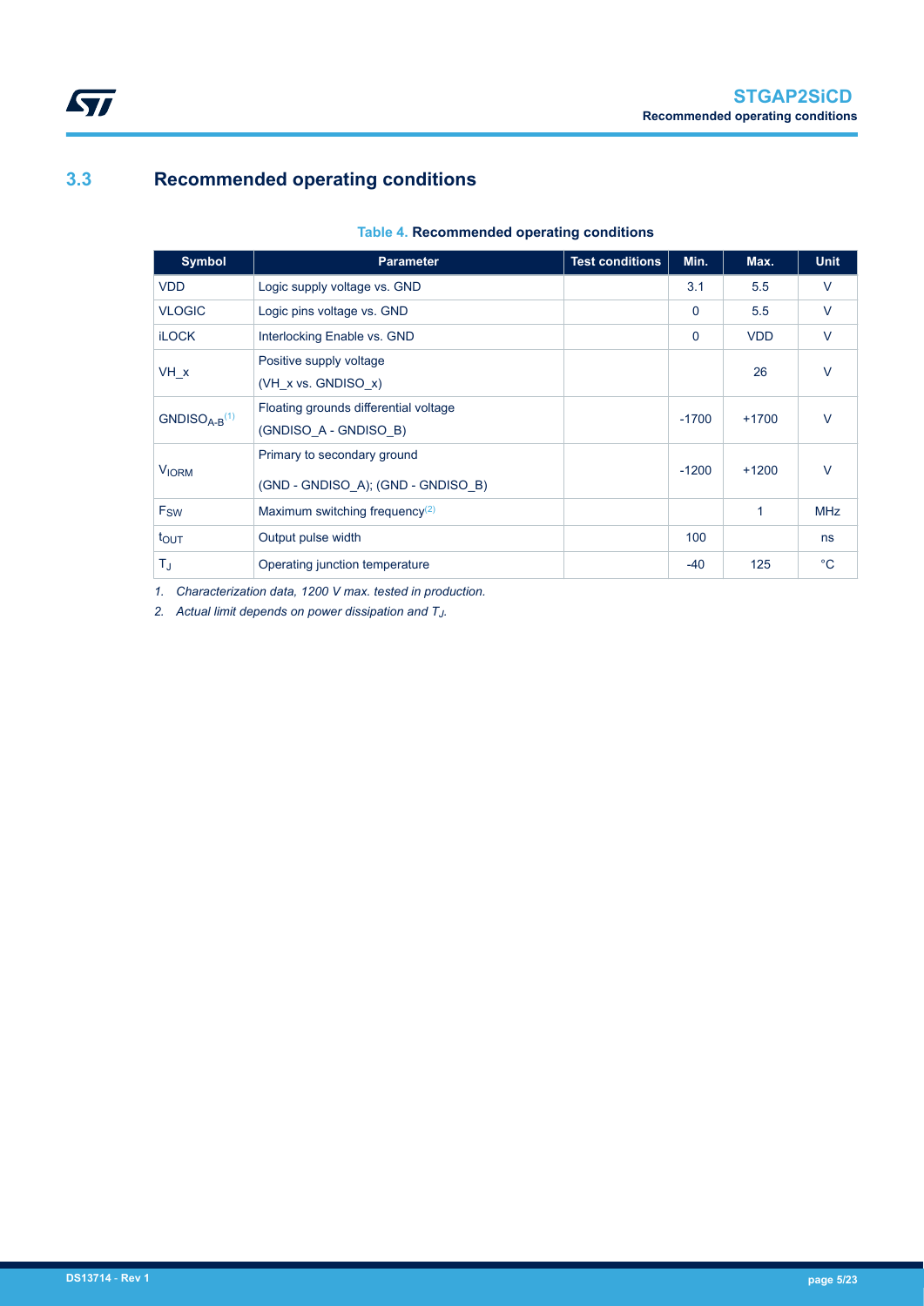## 3.3 Recommended operating conditions

**Table 4. Recommended operating conditions**

| Symbol | Parameter | Test conditions | Min. | Max. | Unit |
|---|---|---|---|---|---|
| VDD | Logic supply voltage vs. GND | | 3.1 | 5.5 | V |
| VLOGIC | Logic pins voltage vs. GND | | 0 | 5.5 | V |
| iLOCK | Interlocking Enable vs. GND | | 0 | VDD | V |
| VH_x | Positive supply voltage (VH_x vs. GNDISO_x) | | | 26 | V |
| $GNDISO_{A-B}$ [(1)] | Floating grounds differential voltage (GNDISO_A - GNDISO_B) | | -1700 | +1700 | V |
| $V_{IORM}$ | Primary to secondary ground (GND - GNDISO_A); (GND - GNDISO_B) | | -1200 | +1200 | V |
| $F_{SW}$ | Maximum switching frequency[(2)] | | | 1 | MHz |
| $t_{OUT}$ | Output pulse width | | 100 | | ns |
| $T_J$ | Operating junction temperature | | -40 | 125 | °C |

1. *Characterization data, 1200 V max. tested in production.*
2. *Actual limit depends on power dissipation and $T_J$.*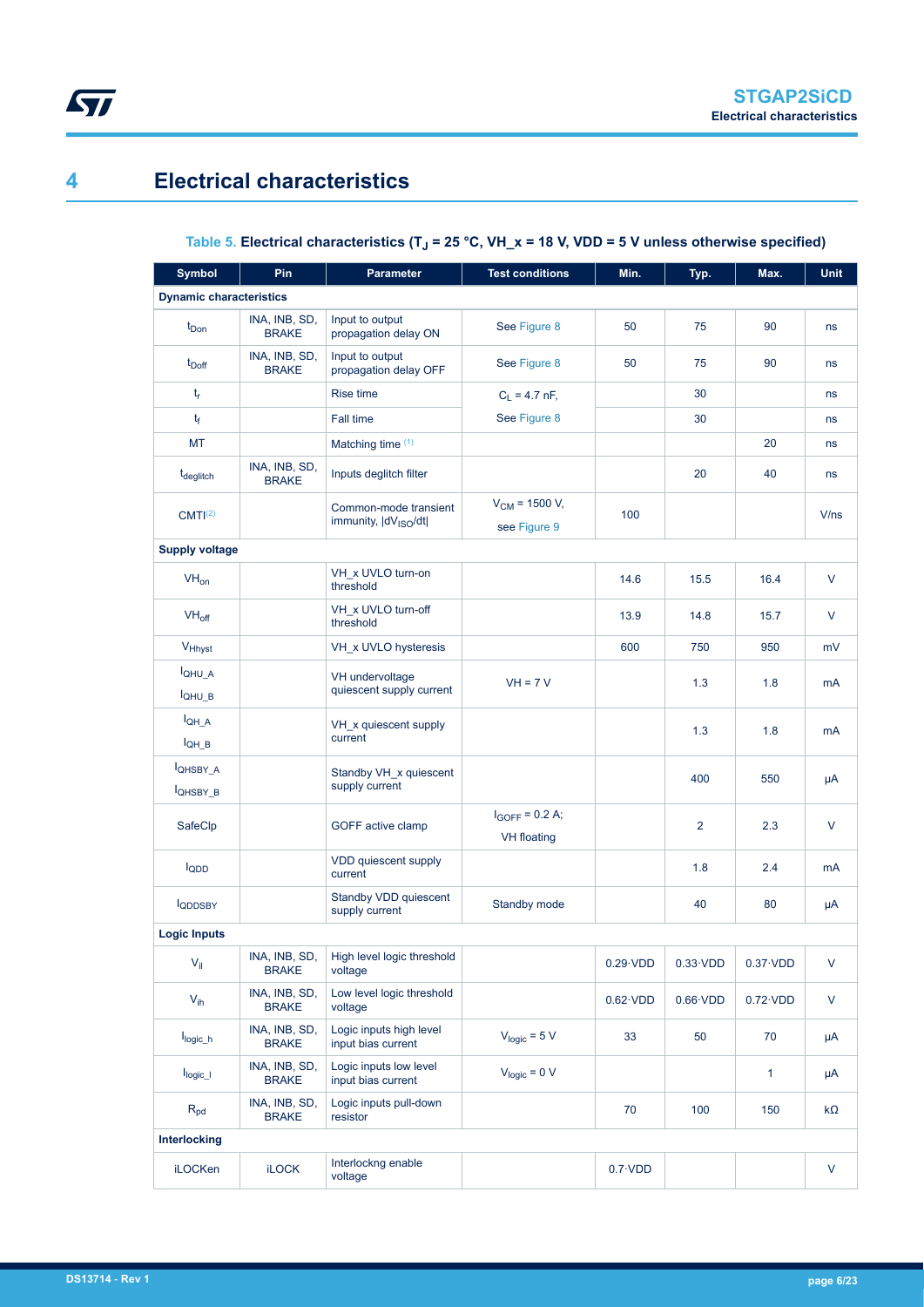# 4 Electrical characteristics

**Table 5. Electrical characteristics ($T_J$ = 25 °C, VH_x = 18 V, VDD = 5 V unless otherwise specified)**

| Symbol | Pin | Parameter | Test conditions | Min. | Typ. | Max. | Unit |
|---|---|---|---|---|---|---|---|
| **Dynamic characteristics** | | | | | | | |
| $t_{Don}$ | INA, INB, SD, BRAKE | Input to output propagation delay ON | See Figure 8 | 50 | 75 | 90 | ns |
| $t_{Doff}$ | INA, INB, SD, BRAKE | Input to output propagation delay OFF | See Figure 8 | 50 | 75 | 90 | ns |
| $t_r$ | | Rise time | $C_L$ = 4.7 nF, See Figure 8 | | 30 | | ns |
| $t_f$ | | Fall time | | | 30 | | ns |
| MT | | Matching time [(1)] | | | | 20 | ns |
| $t_{deglitch}$ | INA, INB, SD, BRAKE | Inputs deglitch filter | | | 20 | 40 | ns |
| CMTI[(2)] | | Common-mode transient immunity, $\|dV_{ISO}/dt\|$ | $V_{CM}$ = 1500 V, see Figure 9 | 100 | | | V/ns |
| **Supply voltage** | | | | | | | |
| $VH_{on}$ | | VH_x UVLO turn-on threshold | | 14.6 | 15.5 | 16.4 | V |
| $VH_{off}$ | | VH_x UVLO turn-off threshold | | 13.9 | 14.8 | 15.7 | V |
| $V_{Hhyst}$ | | VH_x UVLO hysteresis | | 600 | 750 | 950 | mV |
| $I_{QHU\_A}$ $I_{QHU\_B}$ | | VH undervoltage quiescent supply current | VH = 7 V | | 1.3 | 1.8 | mA |
| $I_{QH\_A}$ $I_{QH\_B}$ | | VH_x quiescent supply current | | | 1.3 | 1.8 | mA |
| $I_{QHSBY\_A}$ $I_{QHSBY\_B}$ | | Standby VH_x quiescent supply current | | | 400 | 550 | µA |
| SafeClp | | GOFF active clamp | $I_{GOFF}$ = 0.2 A; VH floating | | 2 | 2.3 | V |
| $I_{QDD}$ | | VDD quiescent supply current | | | 1.8 | 2.4 | mA |
| $I_{QDDSBY}$ | | Standby VDD quiescent supply current | Standby mode | | 40 | 80 | µA |
| **Logic Inputs** | | | | | | | |
| $V_{il}$ | INA, INB, SD, BRAKE | High level logic threshold voltage | | 0.29·VDD | 0.33·VDD | 0.37·VDD | V |
| $V_{ih}$ | INA, INB, SD, BRAKE | Low level logic threshold voltage | | 0.62·VDD | 0.66·VDD | 0.72·VDD | V |
| $I_{logic\_h}$ | INA, INB, SD, BRAKE | Logic inputs high level input bias current | $V_{logic}$ = 5 V | 33 | 50 | 70 | µA |
| $I_{logic\_l}$ | INA, INB, SD, BRAKE | Logic inputs low level input bias current | $V_{logic}$ = 0 V | | | 1 | µA |
| $R_{pd}$ | INA, INB, SD, BRAKE | Logic inputs pull-down resistor | | 70 | 100 | 150 | kΩ |
| **Interlocking** | | | | | | | |
| iLOCKen | iLOCK | Interlockng enable voltage | | 0.7·VDD | | | V |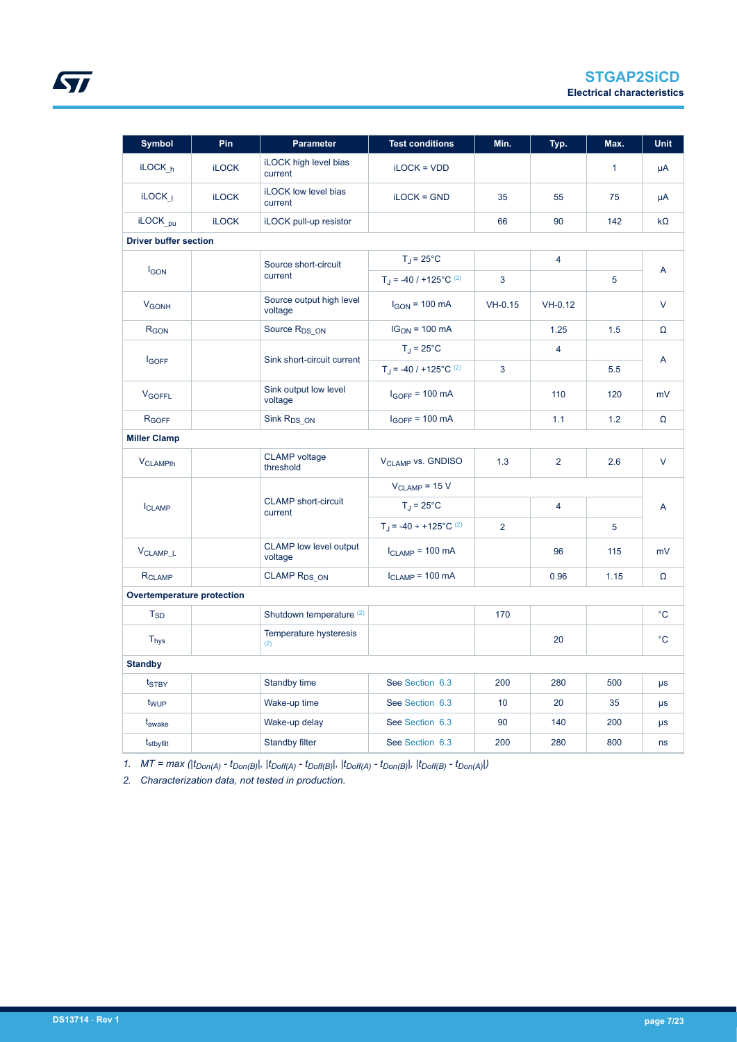| Symbol | Pin | Parameter | Test conditions | Min. | Typ. | Max. | Unit |
|---|---|---|---|---|---|---|---|
| $iLOCK_{\_h}$ | iLOCK | iLOCK high level bias current | iLOCK = VDD | | | 1 | µA |
| $iLOCK_{\_l}$ | iLOCK | iLOCK low level bias current | iLOCK = GND | 35 | 55 | 75 | µA |
| $iLOCK_{\_pu}$ | iLOCK | iLOCK pull-up resistor | | 66 | 90 | 142 | kΩ |
| **Driver buffer section** | | | | | | | |
| $I_{GON}$ | | Source short-circuit current | $T_J$ = 25°C | | 4 | | A |
| | | | $T_J$ = -40 / +125°C (2) | 3 | | 5 | |
| $V_{GONH}$ | | Source output high level voltage | $I_{GON}$ = 100 mA | VH-0.15 | VH-0.12 | | V |
| $R_{GON}$ | | Source $R_{DS\_ON}$ | $IG_{ON}$ = 100 mA | | 1.25 | 1.5 | Ω |
| $I_{GOFF}$ | | Sink short-circuit current | $T_J$ = 25°C | | 4 | | A |
| | | | $T_J$ = -40 / +125°C (2) | 3 | | 5.5 | |
| $V_{GOFFL}$ | | Sink output low level voltage | $I_{GOFF}$ = 100 mA | | 110 | 120 | mV |
| $R_{GOFF}$ | | Sink $R_{DS\_ON}$ | $I_{GOFF}$ = 100 mA | | 1.1 | 1.2 | Ω |
| **Miller Clamp** | | | | | | | |
| $V_{CLAMPth}$ | | CLAMP voltage threshold | $V_{CLAMP}$ vs. GNDISO | 1.3 | 2 | 2.6 | V |
| $I_{CLAMP}$ | | CLAMP short-circuit current | $V_{CLAMP}$ = 15 V | | | | A |
| | | | $T_J$ = 25°C | | 4 | | |
| | | | $T_J$ = -40 ÷ +125°C (2) | 2 | | 5 | |
| $V_{CLAMP\_L}$ | | CLAMP low level output voltage | $I_{CLAMP}$ = 100 mA | | 96 | 115 | mV |
| $R_{CLAMP}$ | | CLAMP $R_{DS\_ON}$ | $I_{CLAMP}$ = 100 mA | | 0.96 | 1.15 | Ω |
| **Overtemperature protection** | | | | | | | |
| $T_{SD}$ | | Shutdown temperature (2) | | 170 | | | °C |
| $T_{hys}$ | | Temperature hysteresis (2) | | | 20 | | °C |
| **Standby** | | | | | | | |
| $t_{STBY}$ | | Standby time | See Section 6.3 | 200 | 280 | 500 | µs |
| $t_{WUP}$ | | Wake-up time | See Section 6.3 | 10 | 20 | 35 | µs |
| $t_{awake}$ | | Wake-up delay | See Section 6.3 | 90 | 140 | 200 | µs |
| $t_{stbyfilt}$ | | Standby filter | See Section 6.3 | 200 | 280 | 800 | ns |

1. *MT = max ($|t_{Don(A)} - t_{Don(B)}|$, $|t_{Doff(A)} - t_{Doff(B)}|$, $|t_{Doff(A)} - t_{Don(B)}|$, $|t_{Doff(B)} - t_{Don(A)}|$)*
2. *Characterization data, not tested in production.*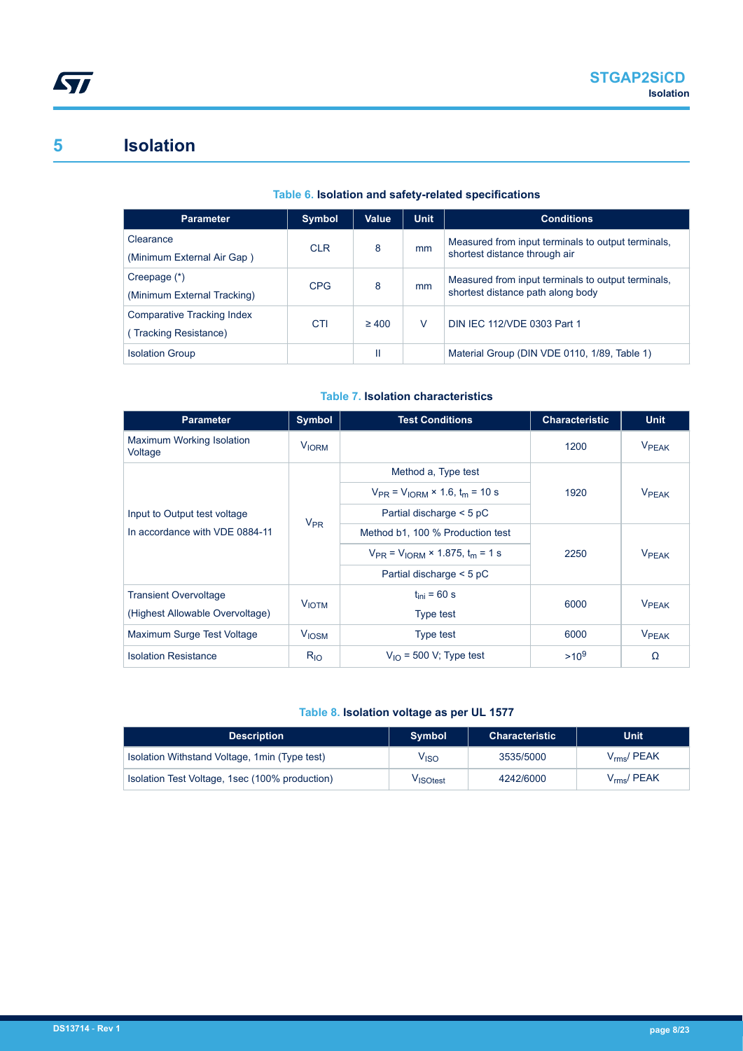# 5 Isolation

**Table 6. Isolation and safety-related specifications**

| Parameter | Symbol | Value | Unit | Conditions |
|---|---|---|---|---|
| Clearance (Minimum External Air Gap ) | CLR | 8 | mm | Measured from input terminals to output terminals, shortest distance through air |
| Creepage (*) (Minimum External Tracking) | CPG | 8 | mm | Measured from input terminals to output terminals, shortest distance path along body |
| Comparative Tracking Index ( Tracking Resistance) | CTI | ≥ 400 | V | DIN IEC 112/VDE 0303 Part 1 |
| Isolation Group | | II | | Material Group (DIN VDE 0110, 1/89, Table 1) |

**Table 7. Isolation characteristics**

| Parameter | Symbol | Test Conditions | Characteristic | Unit |
|---|---|---|---|---|
| Maximum Working Isolation Voltage | $V_{IORM}$ | | 1200 | $V_{PEAK}$ |
| Input to Output test voltage In accordance with VDE 0884-11 | $V_{PR}$ | Method a, Type test<br>$V_{PR} = V_{IORM} \times 1.6$, $t_m = 10$ s<br>Partial discharge < 5 pC | 1920 | $V_{PEAK}$ |
| | | Method b1, 100 % Production test<br>$V_{PR} = V_{IORM} \times 1.875$, $t_m = 1$ s<br>Partial discharge < 5 pC | 2250 | $V_{PEAK}$ |
| Transient Overvoltage (Highest Allowable Overvoltage) | $V_{IOTM}$ | $t_{ini} = 60$ s<br>Type test | 6000 | $V_{PEAK}$ |
| Maximum Surge Test Voltage | $V_{IOSM}$ | Type test | 6000 | $V_{PEAK}$ |
| Isolation Resistance | $R_{IO}$ | $V_{IO} = 500$ V; Type test | $>10^9$ | Ω |

**Table 8. Isolation voltage as per UL 1577**

| Description | Symbol | Characteristic | Unit |
|---|---|---|---|
| Isolation Withstand Voltage, 1min (Type test) | $V_{ISO}$ | 3535/5000 | $V_{rms}$/ PEAK |
| Isolation Test Voltage, 1sec (100% production) | $V_{ISOtest}$ | 4242/6000 | $V_{rms}$/ PEAK |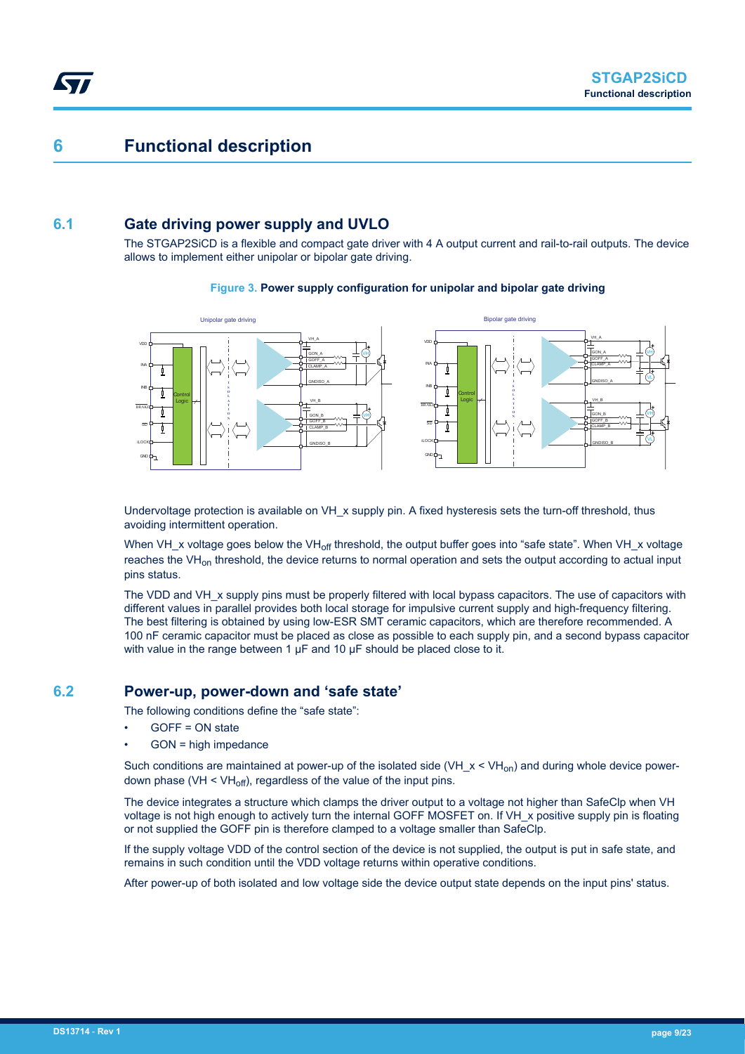# 6 Functional description

## 6.1 Gate driving power supply and UVLO

The STGAP2SiCD is a flexible and compact gate driver with 4 A output current and rail-to-rail outputs. The device allows to implement either unipolar or bipolar gate driving.

**Figure 3. Power supply configuration for unipolar and bipolar gate driving**

Undervoltage protection is available on VH_x supply pin. A fixed hysteresis sets the turn-off threshold, thus avoiding intermittent operation.

When VH_x voltage goes below the $VH_{off}$ threshold, the output buffer goes into "safe state". When VH_x voltage reaches the $VH_{on}$ threshold, the device returns to normal operation and sets the output according to actual input pins status.

The VDD and VH_x supply pins must be properly filtered with local bypass capacitors. The use of capacitors with different values in parallel provides both local storage for impulsive current supply and high-frequency filtering. The best filtering is obtained by using low-ESR SMT ceramic capacitors, which are therefore recommended. A 100 nF ceramic capacitor must be placed as close as possible to each supply pin, and a second bypass capacitor with value in the range between 1 µF and 10 µF should be placed close to it.

## 6.2 Power-up, power-down and 'safe state'

The following conditions define the "safe state":

- GOFF = ON state
- GON = high impedance

Such conditions are maintained at power-up of the isolated side ($VH\_x < VH_{on}$) and during whole device power-down phase ($VH < VH_{off}$), regardless of the value of the input pins.

The device integrates a structure which clamps the driver output to a voltage not higher than SafeClp when VH voltage is not high enough to actively turn the internal GOFF MOSFET on. If VH_x positive supply pin is floating or not supplied the GOFF pin is therefore clamped to a voltage smaller than SafeClp.

If the supply voltage VDD of the control section of the device is not supplied, the output is put in safe state, and remains in such condition until the VDD voltage returns within operative conditions.

After power-up of both isolated and low voltage side the device output state depends on the input pins' status.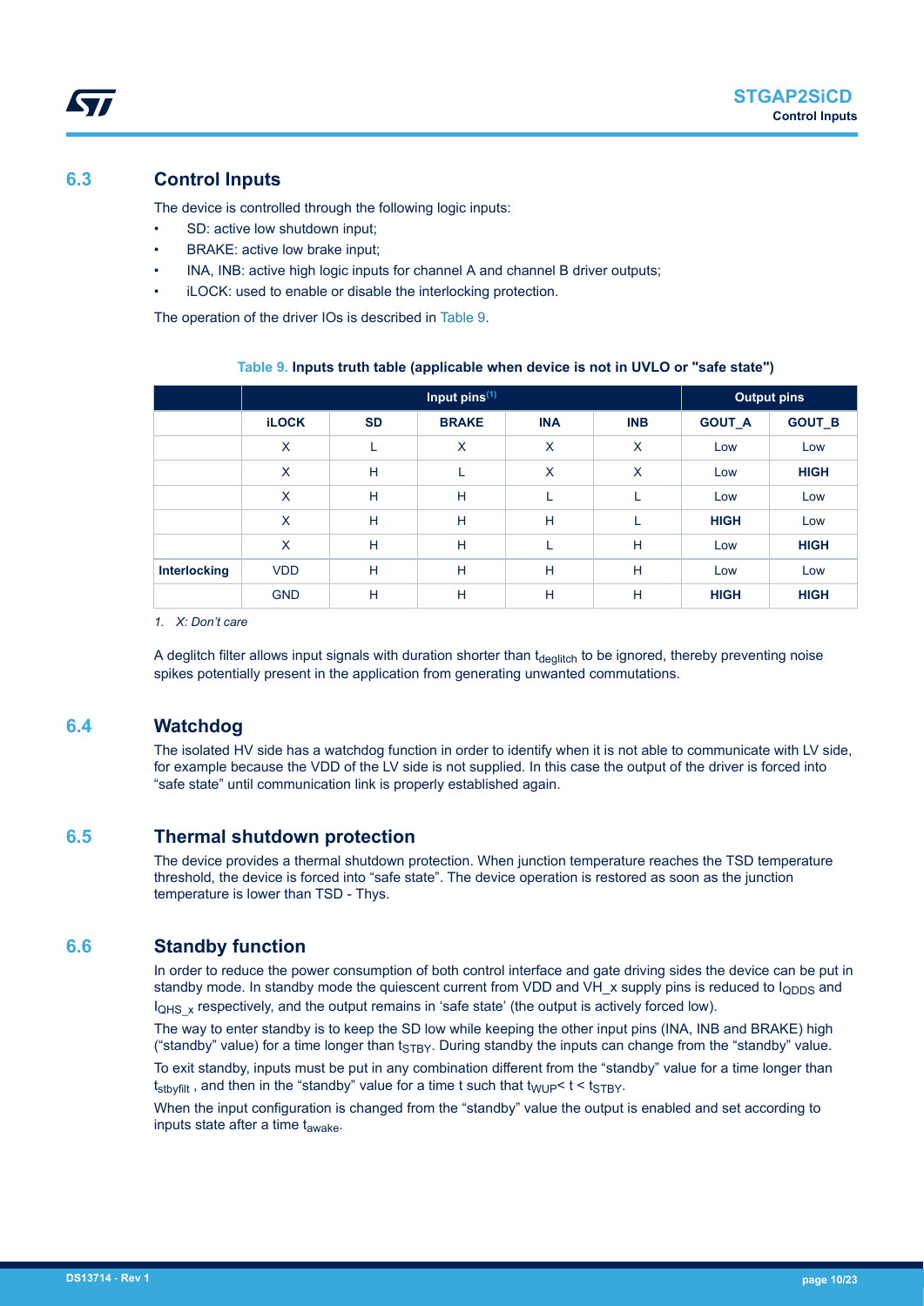## 6.3 Control Inputs

The device is controlled through the following logic inputs:

- SD: active low shutdown input;
- BRAKE: active low brake input;
- INA, INB: active high logic inputs for channel A and channel B driver outputs;
- iLOCK: used to enable or disable the interlocking protection.

The operation of the driver IOs is described in Table 9.

**Table 9. Inputs truth table (applicable when device is not in UVLO or "safe state")**

| | Input pins[1] | | | | | Output pins | |
|---|---|---|---|---|---|---|---|
| | **iLOCK** | **SD** | **BRAKE** | **INA** | **INB** | **GOUT_A** | **GOUT_B** |
| | X | L | X | X | X | Low | Low |
| | X | H | L | X | X | Low | **HIGH** |
| | X | H | H | L | L | Low | Low |
| | X | H | H | H | L | **HIGH** | Low |
| | X | H | H | L | H | Low | **HIGH** |
| **Interlocking** | VDD | H | H | H | H | Low | Low |
| | GND | H | H | H | H | **HIGH** | **HIGH** |

*1. X: Don't care*

A deglitch filter allows input signals with duration shorter than $t_{deglitch}$ to be ignored, thereby preventing noise spikes potentially present in the application from generating unwanted commutations.

## 6.4 Watchdog

The isolated HV side has a watchdog function in order to identify when it is not able to communicate with LV side, for example because the VDD of the LV side is not supplied. In this case the output of the driver is forced into "safe state" until communication link is properly established again.

## 6.5 Thermal shutdown protection

The device provides a thermal shutdown protection. When junction temperature reaches the TSD temperature threshold, the device is forced into "safe state". The device operation is restored as soon as the junction temperature is lower than TSD - Thys.

## 6.6 Standby function

In order to reduce the power consumption of both control interface and gate driving sides the device can be put in standby mode. In standby mode the quiescent current from VDD and VH_x supply pins is reduced to $I_{QDDS}$ and $I_{QHS\_x}$ respectively, and the output remains in 'safe state' (the output is actively forced low).

The way to enter standby is to keep the SD low while keeping the other input pins (INA, INB and BRAKE) high ("standby" value) for a time longer than $t_{STBY}$. During standby the inputs can change from the "standby" value.

To exit standby, inputs must be put in any combination different from the "standby" value for a time longer than $t_{stbyfilt}$ , and then in the "standby" value for a time t such that $t_{WUP} < t < t_{STBY}$.

When the input configuration is changed from the "standby" value the output is enabled and set according to inputs state after a time $t_{awake}$.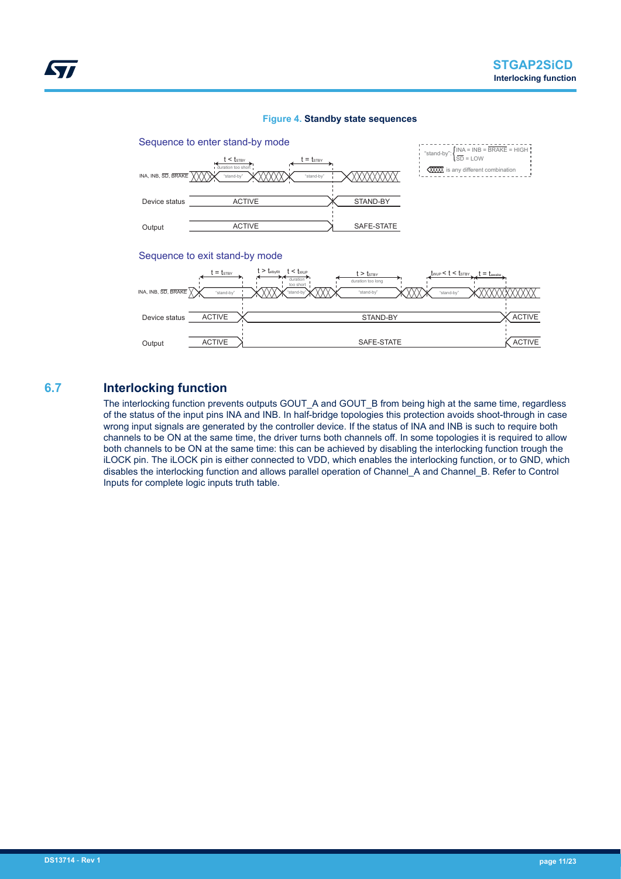**Figure 4. Standby state sequences**

## 6.7 Interlocking function

The interlocking function prevents outputs GOUT_A and GOUT_B from being high at the same time, regardless of the status of the input pins INA and INB. In half-bridge topologies this protection avoids shoot-through in case wrong input signals are generated by the controller device. If the status of INA and INB is such to require both channels to be ON at the same time, the driver turns both channels off. In some topologies it is required to allow both channels to be ON at the same time: this can be achieved by disabling the interlocking function trough the iLOCK pin. The iLOCK pin is either connected to VDD, which enables the interlocking function, or to GND, which disables the interlocking function and allows parallel operation of Channel_A and Channel_B. Refer to Control Inputs for complete logic inputs truth table.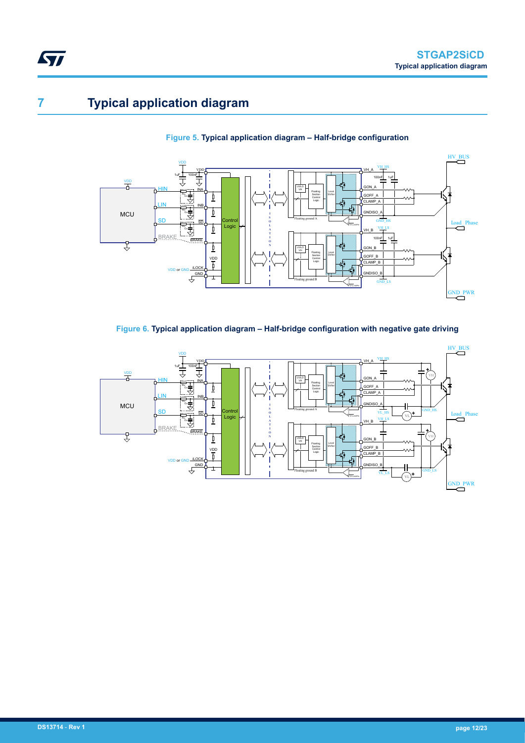# 7 Typical application diagram

Figure 5. Typical application diagram – Half-bridge configuration

Figure 6. Typical application diagram – Half-bridge configuration with negative gate driving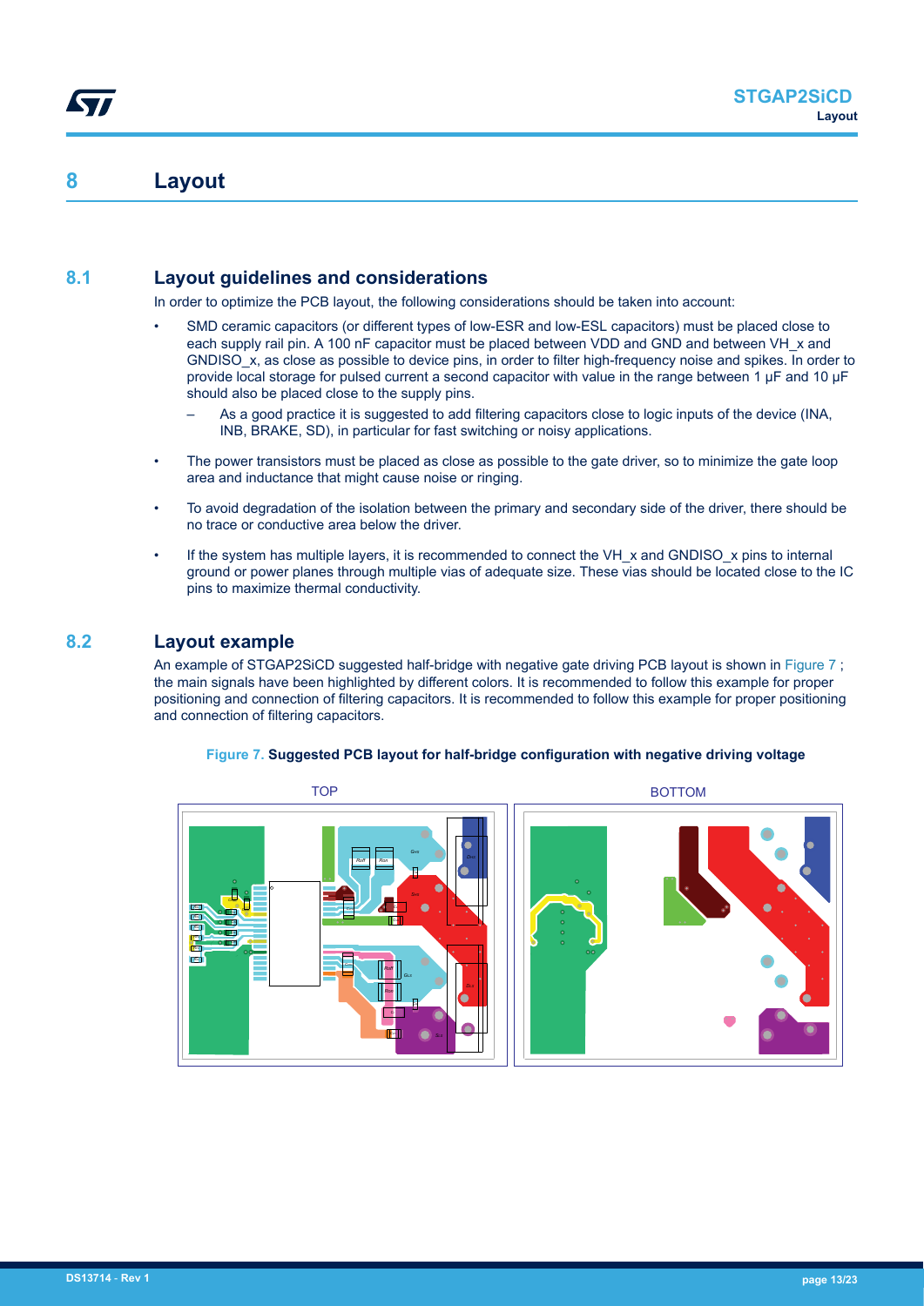# 8 Layout

## 8.1 Layout guidelines and considerations

In order to optimize the PCB layout, the following considerations should be taken into account:

- SMD ceramic capacitors (or different types of low-ESR and low-ESL capacitors) must be placed close to each supply rail pin. A 100 nF capacitor must be placed between VDD and GND and between VH_x and GNDISO_x, as close as possible to device pins, in order to filter high-frequency noise and spikes. In order to provide local storage for pulsed current a second capacitor with value in the range between 1 µF and 10 µF should also be placed close to the supply pins.
  - As a good practice it is suggested to add filtering capacitors close to logic inputs of the device (INA, INB, BRAKE, SD), in particular for fast switching or noisy applications.
- The power transistors must be placed as close as possible to the gate driver, so to minimize the gate loop area and inductance that might cause noise or ringing.
- To avoid degradation of the isolation between the primary and secondary side of the driver, there should be no trace or conductive area below the driver.
- If the system has multiple layers, it is recommended to connect the VH_x and GNDISO_x pins to internal ground or power planes through multiple vias of adequate size. These vias should be located close to the IC pins to maximize thermal conductivity.

## 8.2 Layout example

An example of STGAP2SiCD suggested half-bridge with negative gate driving PCB layout is shown in Figure 7 ; the main signals have been highlighted by different colors. It is recommended to follow this example for proper positioning and connection of filtering capacitors. It is recommended to follow this example for proper positioning and connection of filtering capacitors.

**Figure 7. Suggested PCB layout for half-bridge configuration with negative driving voltage**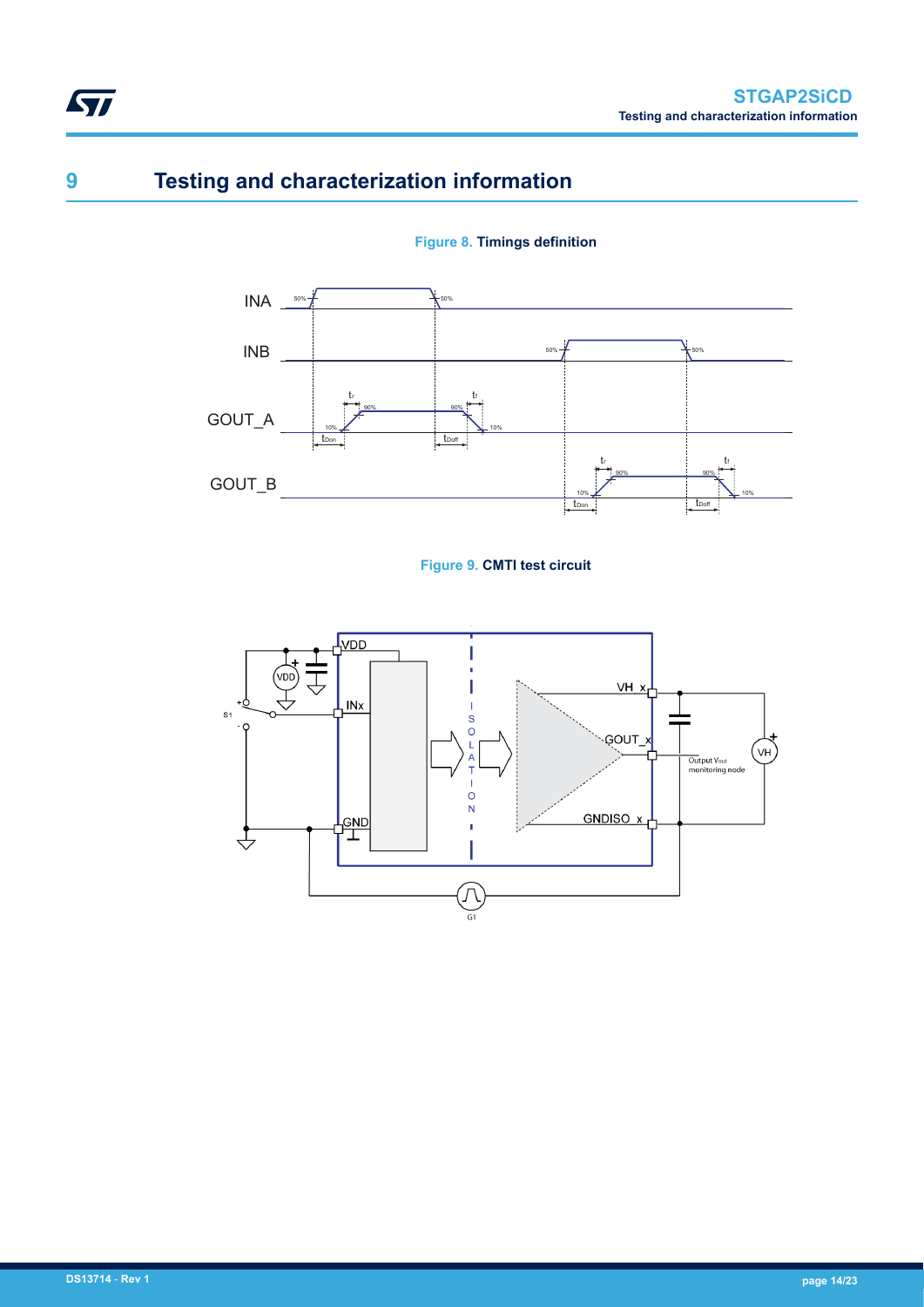# 9 Testing and characterization information

Figure 8. **Timings definition**

Figure 9. **CMTI test circuit**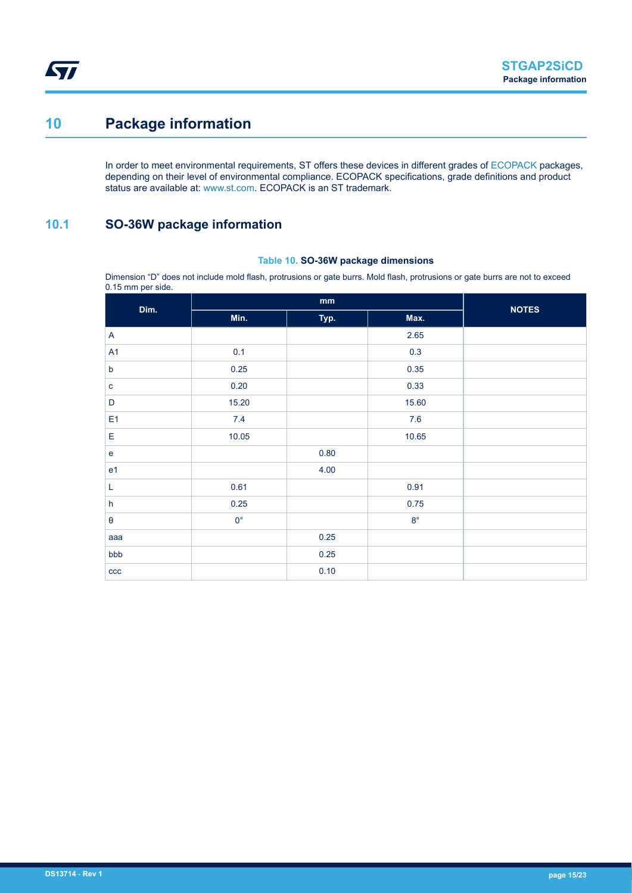# 10 Package information

In order to meet environmental requirements, ST offers these devices in different grades of ECOPACK packages, depending on their level of environmental compliance. ECOPACK specifications, grade definitions and product status are available at: www.st.com. ECOPACK is an ST trademark.

## 10.1 SO-36W package information

**Table 10. SO-36W package dimensions**

Dimension "D" does not include mold flash, protrusions or gate burrs. Mold flash, protrusions or gate burrs are not to exceed 0.15 mm per side.

| Dim. | mm | | | NOTES |
|---|---|---|---|---|
| | Min. | Typ. | Max. | |
| A | | | 2.65 | |
| A1 | 0.1 | | 0.3 | |
| b | 0.25 | | 0.35 | |
| c | 0.20 | | 0.33 | |
| D | 15.20 | | 15.60 | |
| E1 | 7.4 | | 7.6 | |
| E | 10.05 | | 10.65 | |
| e | | 0.80 | | |
| e1 | | 4.00 | | |
| L | 0.61 | | 0.91 | |
| h | 0.25 | | 0.75 | |
| θ | 0° | | 8° | |
| aaa | | 0.25 | | |
| bbb | | 0.25 | | |
| ccc | | 0.10 | | |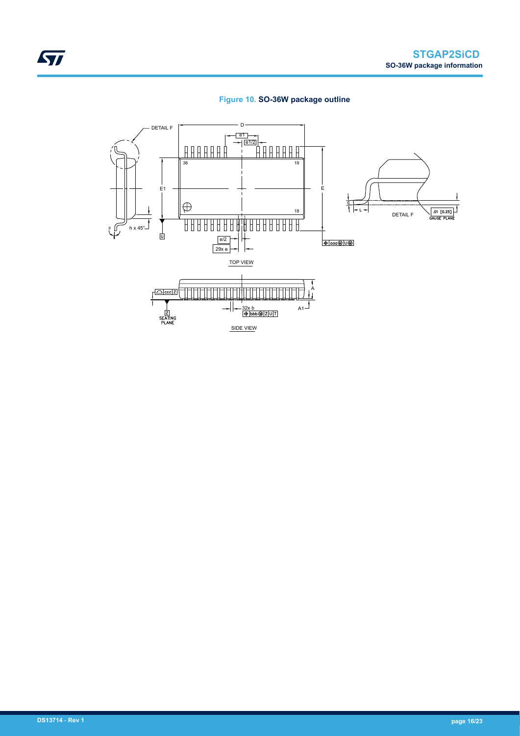**Figure 10. SO-36W package outline**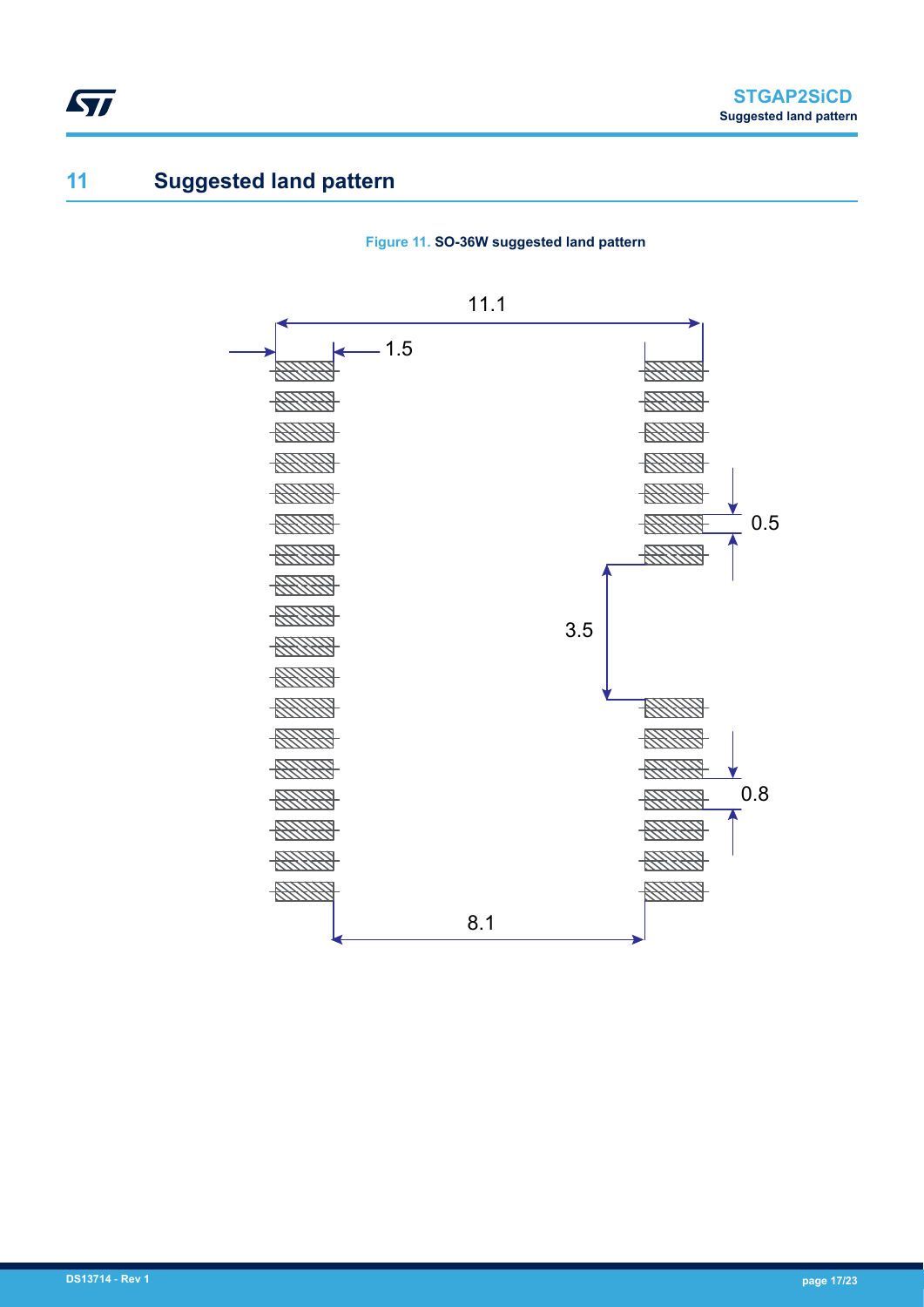# 11 Suggested land pattern

**Figure 11.** SO-36W suggested land pattern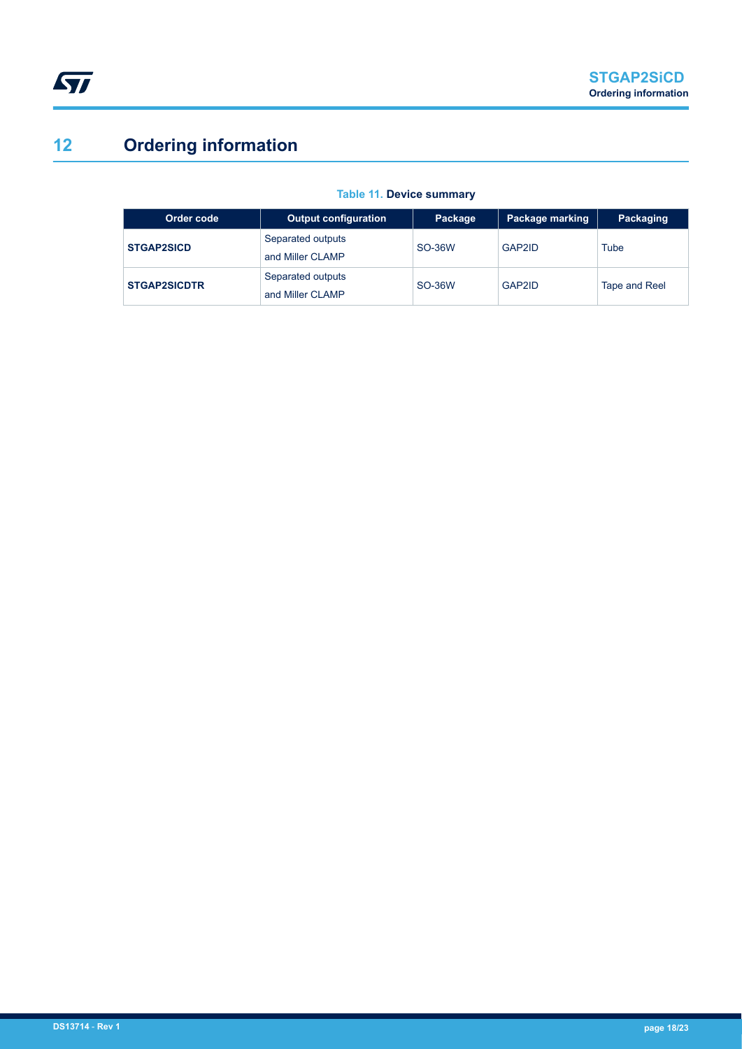# 12 Ordering information

**Table 11. Device summary**

| Order code | Output configuration | Package | Package marking | Packaging |
| --- | --- | --- | --- | --- |
| **STGAP2SICD** | Separated outputs and Miller CLAMP | SO-36W | GAP2ID | Tube |
| **STGAP2SICDTR** | Separated outputs and Miller CLAMP | SO-36W | GAP2ID | Tape and Reel |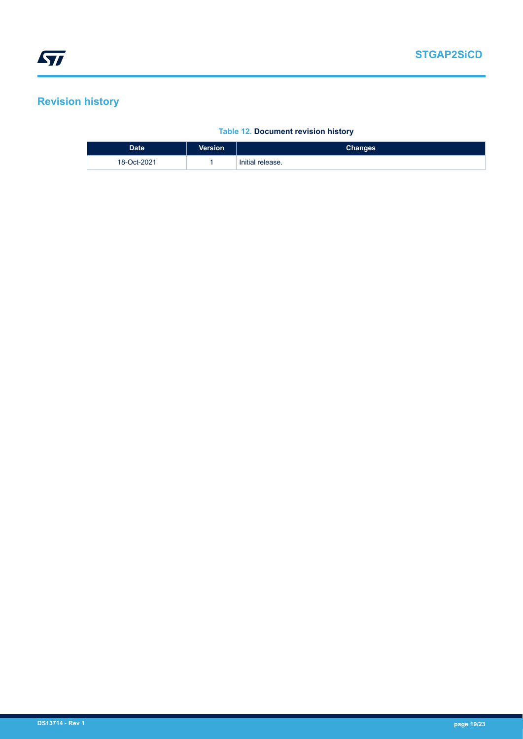## Revision history

**Table 12. Document revision history**

| Date | Version | Changes |
| --- | --- | --- |
| 18-Oct-2021 | 1 | Initial release. |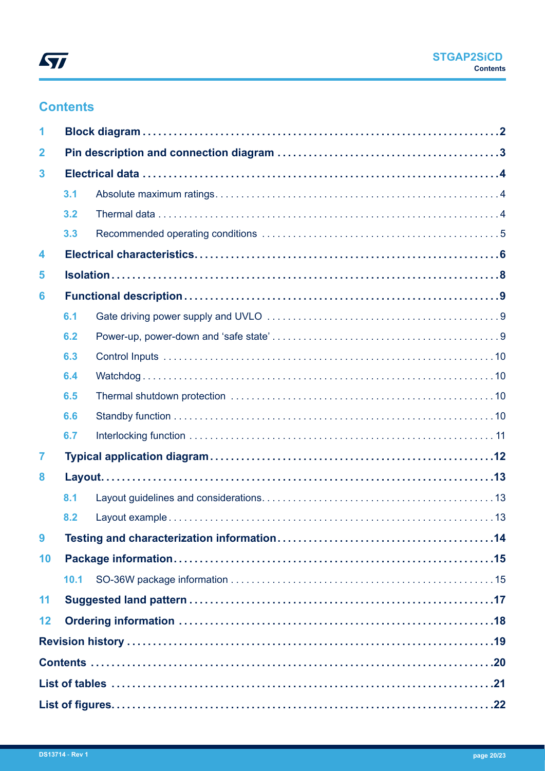# Contents

| | | |
|---|---|---|
| **1** | **Block diagram** | **2** |
| **2** | **Pin description and connection diagram** | **3** |
| **3** | **Electrical data** | **4** |
| 3.1 | Absolute maximum ratings | 4 |
| 3.2 | Thermal data | 4 |
| 3.3 | Recommended operating conditions | 5 |
| **4** | **Electrical characteristics** | **6** |
| **5** | **Isolation** | **8** |
| **6** | **Functional description** | **9** |
| 6.1 | Gate driving power supply and UVLO | 9 |
| 6.2 | Power-up, power-down and 'safe state' | 9 |
| 6.3 | Control Inputs | 10 |
| 6.4 | Watchdog | 10 |
| 6.5 | Thermal shutdown protection | 10 |
| 6.6 | Standby function | 10 |
| 6.7 | Interlocking function | 11 |
| **7** | **Typical application diagram** | **12** |
| **8** | **Layout** | **13** |
| 8.1 | Layout guidelines and considerations | 13 |
| 8.2 | Layout example | 13 |
| **9** | **Testing and characterization information** | **14** |
| **10** | **Package information** | **15** |
| 10.1 | SO-36W package information | 15 |
| **11** | **Suggested land pattern** | **17** |
| **12** | **Ordering information** | **18** |
| | **Revision history** | **19** |
| | **Contents** | **20** |
| | **List of tables** | **21** |
| | **List of figures** | **22** |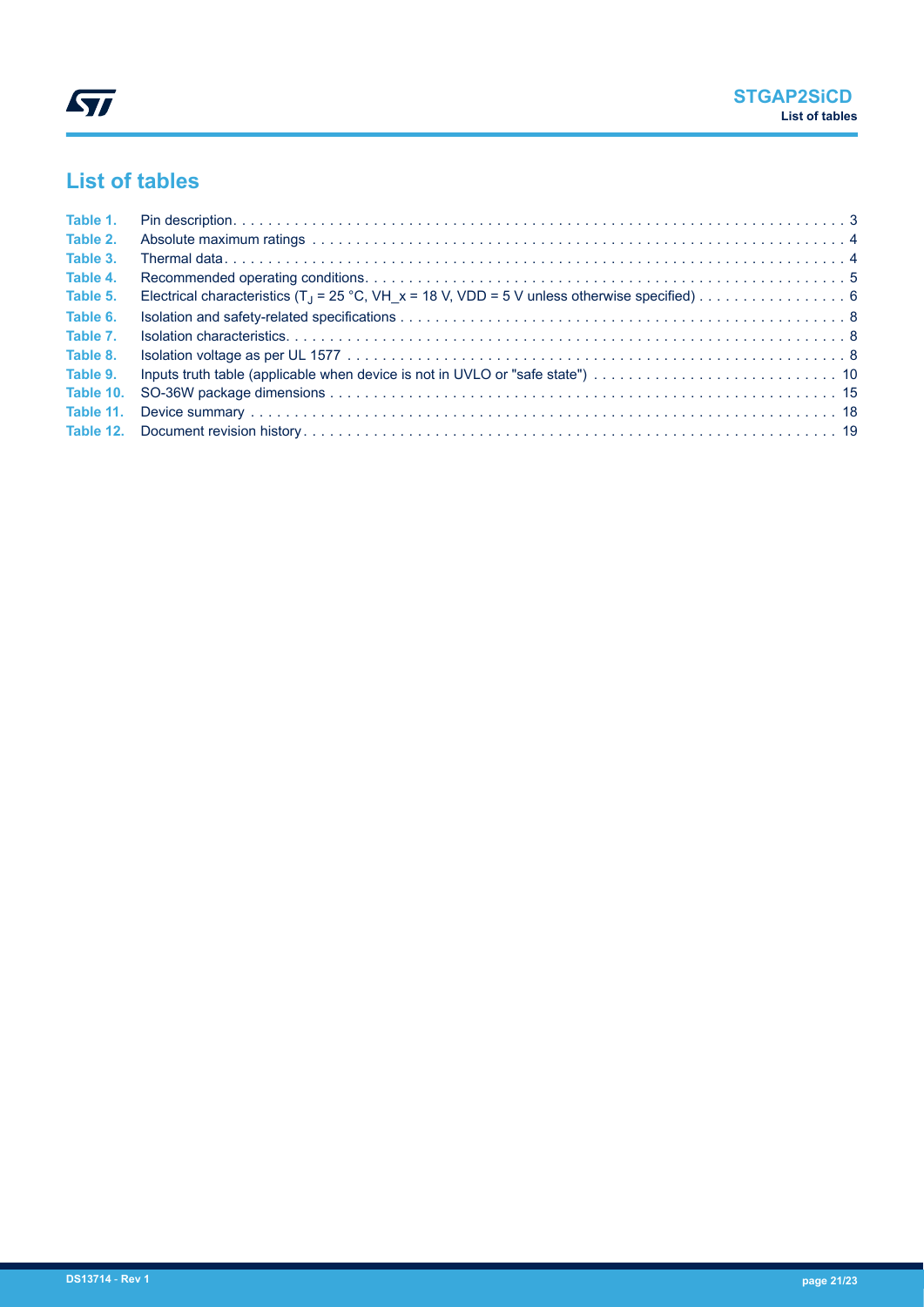# List of tables

| | | |
|---|---|---|
| Table 1. | Pin description | 3 |
| Table 2. | Absolute maximum ratings | 4 |
| Table 3. | Thermal data | 4 |
| Table 4. | Recommended operating conditions | 5 |
| Table 5. | Electrical characteristics ($T_J$ = 25 °C, VH_x = 18 V, VDD = 5 V unless otherwise specified) | 6 |
| Table 6. | Isolation and safety-related specifications | 8 |
| Table 7. | Isolation characteristics | 8 |
| Table 8. | Isolation voltage as per UL 1577 | 8 |
| Table 9. | Inputs truth table (applicable when device is not in UVLO or "safe state") | 10 |
| Table 10. | SO-36W package dimensions | 15 |
| Table 11. | Device summary | 18 |
| Table 12. | Document revision history | 19 |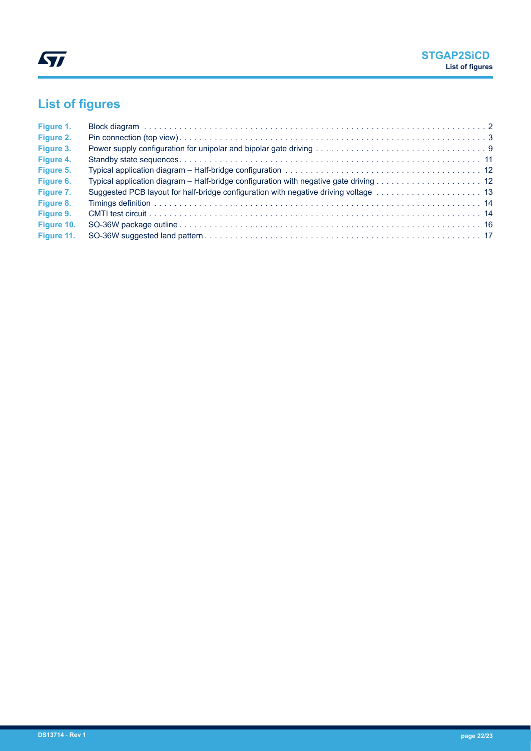# List of figures

| | | |
|---|---|---|
| Figure 1. | Block diagram | 2 |
| Figure 2. | Pin connection (top view) | 3 |
| Figure 3. | Power supply configuration for unipolar and bipolar gate driving | 9 |
| Figure 4. | Standby state sequences | 11 |
| Figure 5. | Typical application diagram – Half-bridge configuration | 12 |
| Figure 6. | Typical application diagram – Half-bridge configuration with negative gate driving | 12 |
| Figure 7. | Suggested PCB layout for half-bridge configuration with negative driving voltage | 13 |
| Figure 8. | Timings definition | 14 |
| Figure 9. | CMTI test circuit | 14 |
| Figure 10. | SO-36W package outline | 16 |
| Figure 11. | SO-36W suggested land pattern | 17 |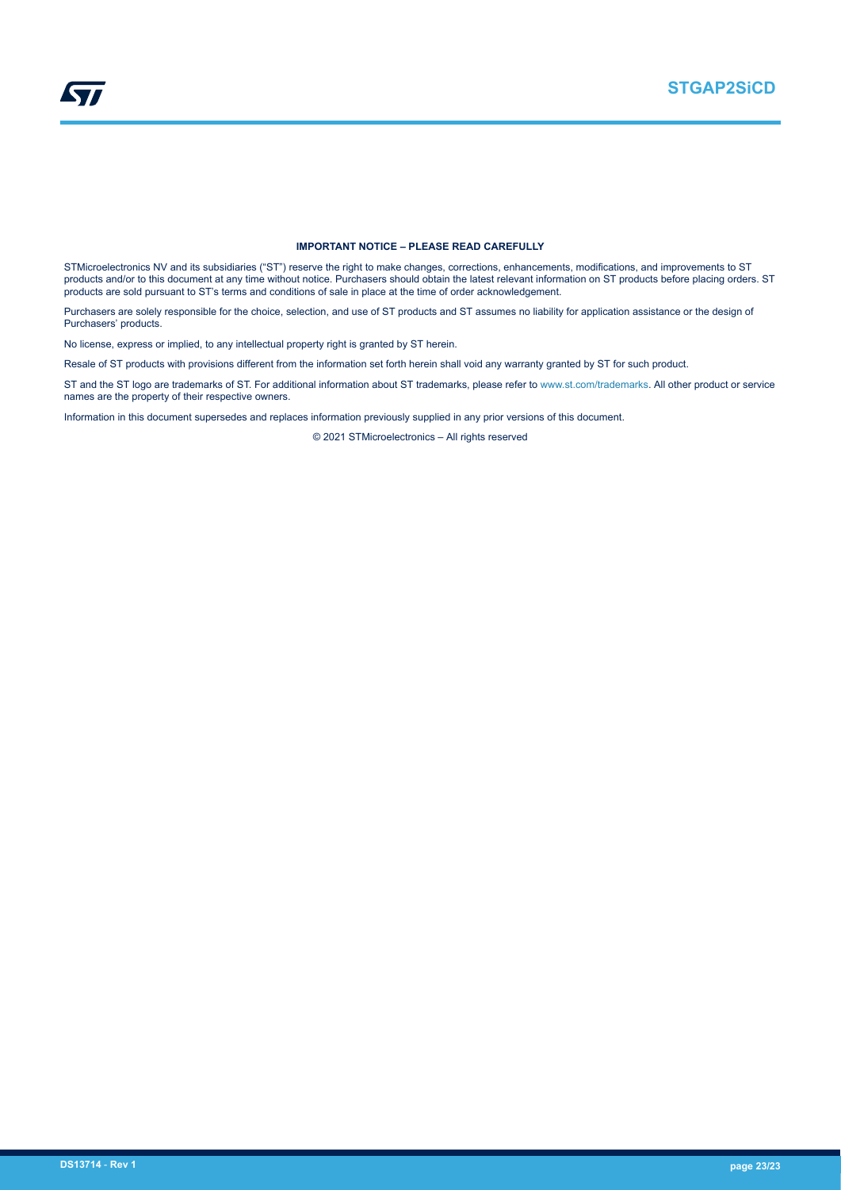**IMPORTANT NOTICE – PLEASE READ CAREFULLY**

STMicroelectronics NV and its subsidiaries ("ST") reserve the right to make changes, corrections, enhancements, modifications, and improvements to ST products and/or to this document at any time without notice. Purchasers should obtain the latest relevant information on ST products before placing orders. ST products are sold pursuant to ST's terms and conditions of sale in place at the time of order acknowledgement.

Purchasers are solely responsible for the choice, selection, and use of ST products and ST assumes no liability for application assistance or the design of Purchasers' products.

No license, express or implied, to any intellectual property right is granted by ST herein.

Resale of ST products with provisions different from the information set forth herein shall void any warranty granted by ST for such product.

ST and the ST logo are trademarks of ST. For additional information about ST trademarks, please refer to www.st.com/trademarks. All other product or service names are the property of their respective owners.

Information in this document supersedes and replaces information previously supplied in any prior versions of this document.

© 2021 STMicroelectronics – All rights reserved